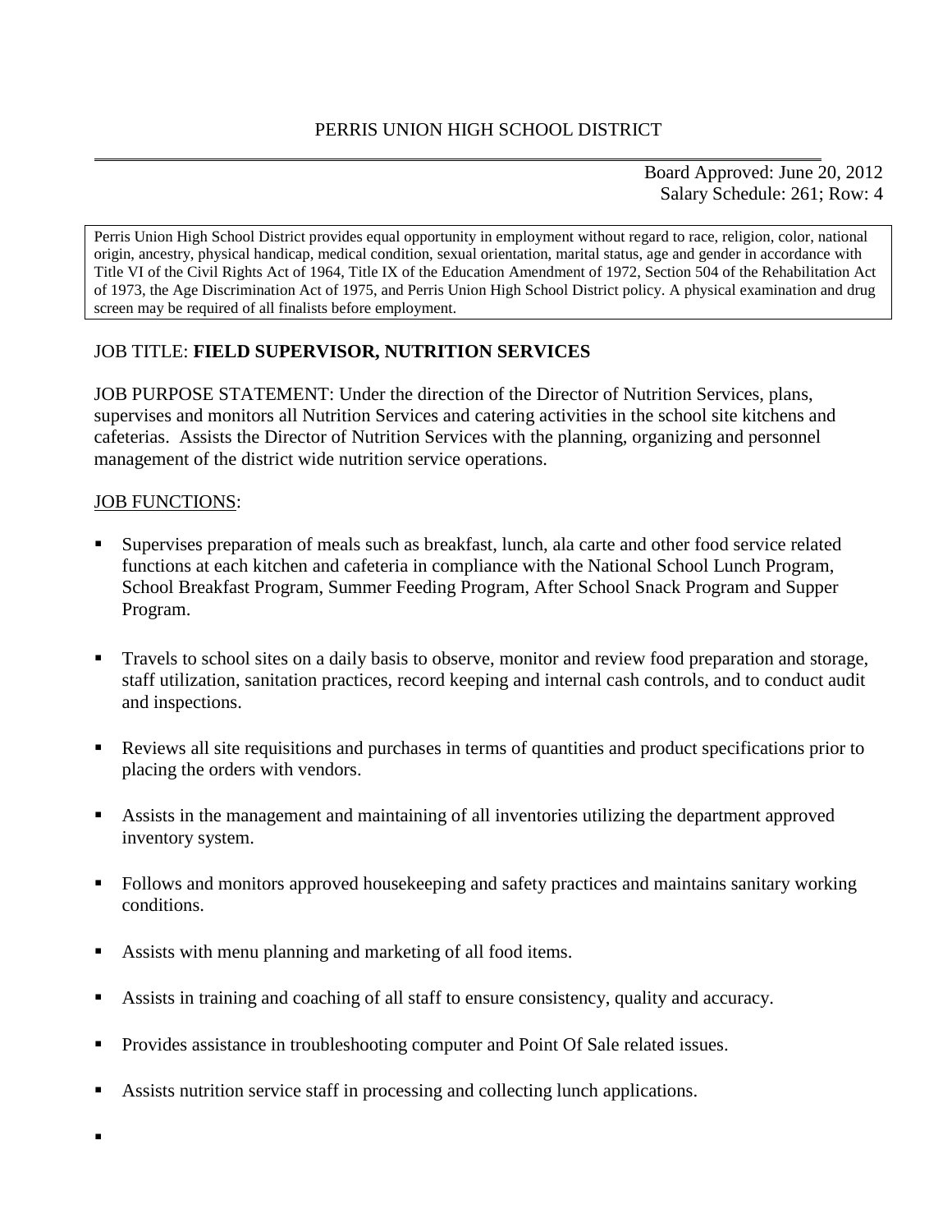PERRIS UNION HIGH SCHOOL DISTRICT

Board Approved: June 20, 2012
Salary Schedule: 261; Row: 4

Perris Union High School District provides equal opportunity in employment without regard to race, religion, color, national origin, ancestry, physical handicap, medical condition, sexual orientation, marital status, age and gender in accordance with Title VI of the Civil Rights Act of 1964, Title IX of the Education Amendment of 1972, Section 504 of the Rehabilitation Act of 1973, the Age Discrimination Act of 1975, and Perris Union High School District policy. A physical examination and drug screen may be required of all finalists before employment.

JOB TITLE: **FIELD SUPERVISOR, NUTRITION SERVICES**

JOB PURPOSE STATEMENT: Under the direction of the Director of Nutrition Services, plans, supervises and monitors all Nutrition Services and catering activities in the school site kitchens and cafeterias. Assists the Director of Nutrition Services with the planning, organizing and personnel management of the district wide nutrition service operations.

JOB FUNCTIONS:

- Supervises preparation of meals such as breakfast, lunch, ala carte and other food service related functions at each kitchen and cafeteria in compliance with the National School Lunch Program, School Breakfast Program, Summer Feeding Program, After School Snack Program and Supper Program.
- Travels to school sites on a daily basis to observe, monitor and review food preparation and storage, staff utilization, sanitation practices, record keeping and internal cash controls, and to conduct audit and inspections.
- Reviews all site requisitions and purchases in terms of quantities and product specifications prior to placing the orders with vendors.
- Assists in the management and maintaining of all inventories utilizing the department approved inventory system.
- Follows and monitors approved housekeeping and safety practices and maintains sanitary working conditions.
- Assists with menu planning and marketing of all food items.
- Assists in training and coaching of all staff to ensure consistency, quality and accuracy.
- Provides assistance in troubleshooting computer and Point Of Sale related issues.
- Assists nutrition service staff in processing and collecting lunch applications.
-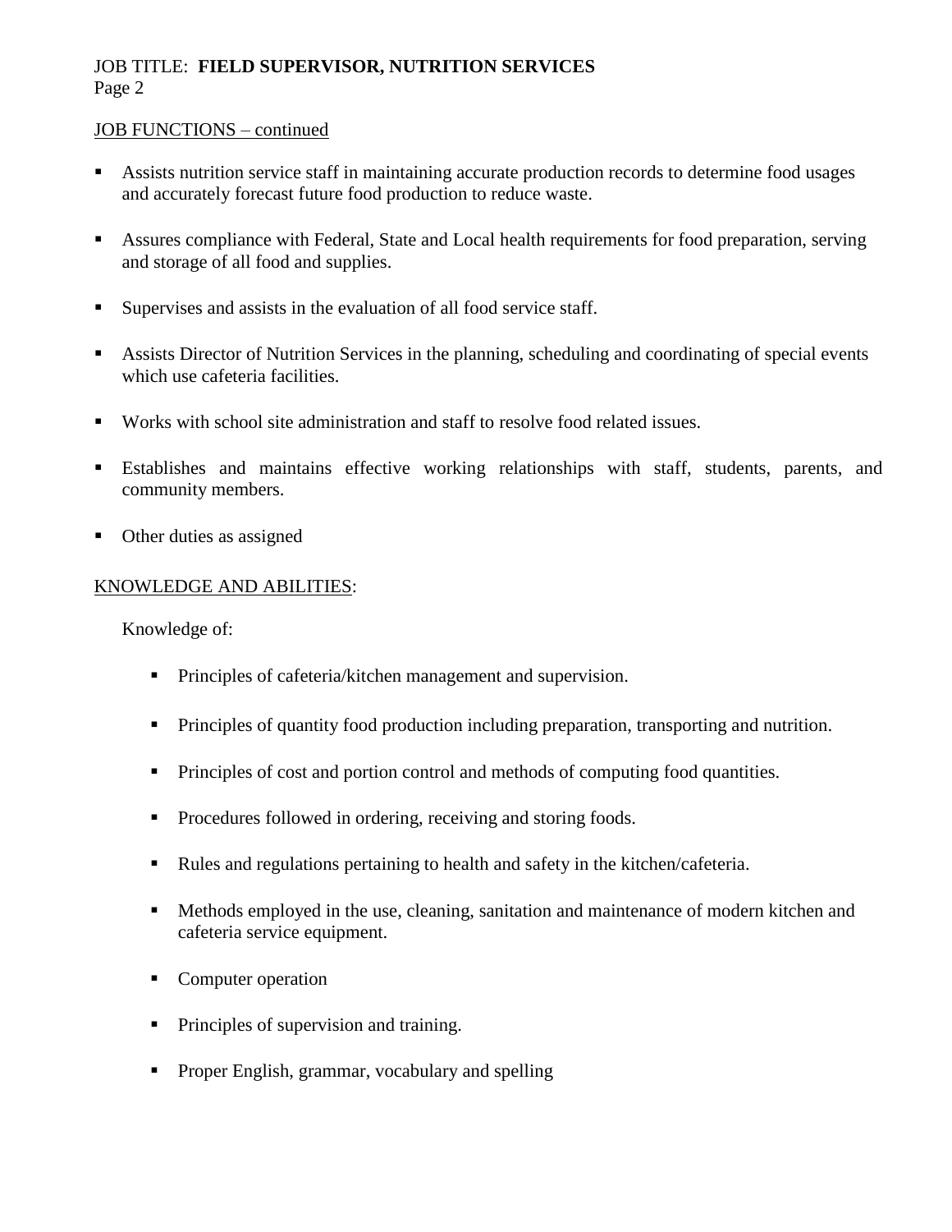JOB FUNCTIONS – continued

- Assists nutrition service staff in maintaining accurate production records to determine food usages and accurately forecast future food production to reduce waste.
- Assures compliance with Federal, State and Local health requirements for food preparation, serving and storage of all food and supplies.
- Supervises and assists in the evaluation of all food service staff.
- Assists Director of Nutrition Services in the planning, scheduling and coordinating of special events which use cafeteria facilities.
- Works with school site administration and staff to resolve food related issues.
- Establishes and maintains effective working relationships with staff, students, parents, and community members.
- Other duties as assigned

KNOWLEDGE AND ABILITIES:

Knowledge of:

- Principles of cafeteria/kitchen management and supervision.
- Principles of quantity food production including preparation, transporting and nutrition.
- Principles of cost and portion control and methods of computing food quantities.
- Procedures followed in ordering, receiving and storing foods.
- Rules and regulations pertaining to health and safety in the kitchen/cafeteria.
- Methods employed in the use, cleaning, sanitation and maintenance of modern kitchen and cafeteria service equipment.
- Computer operation
- Principles of supervision and training.
- Proper English, grammar, vocabulary and spelling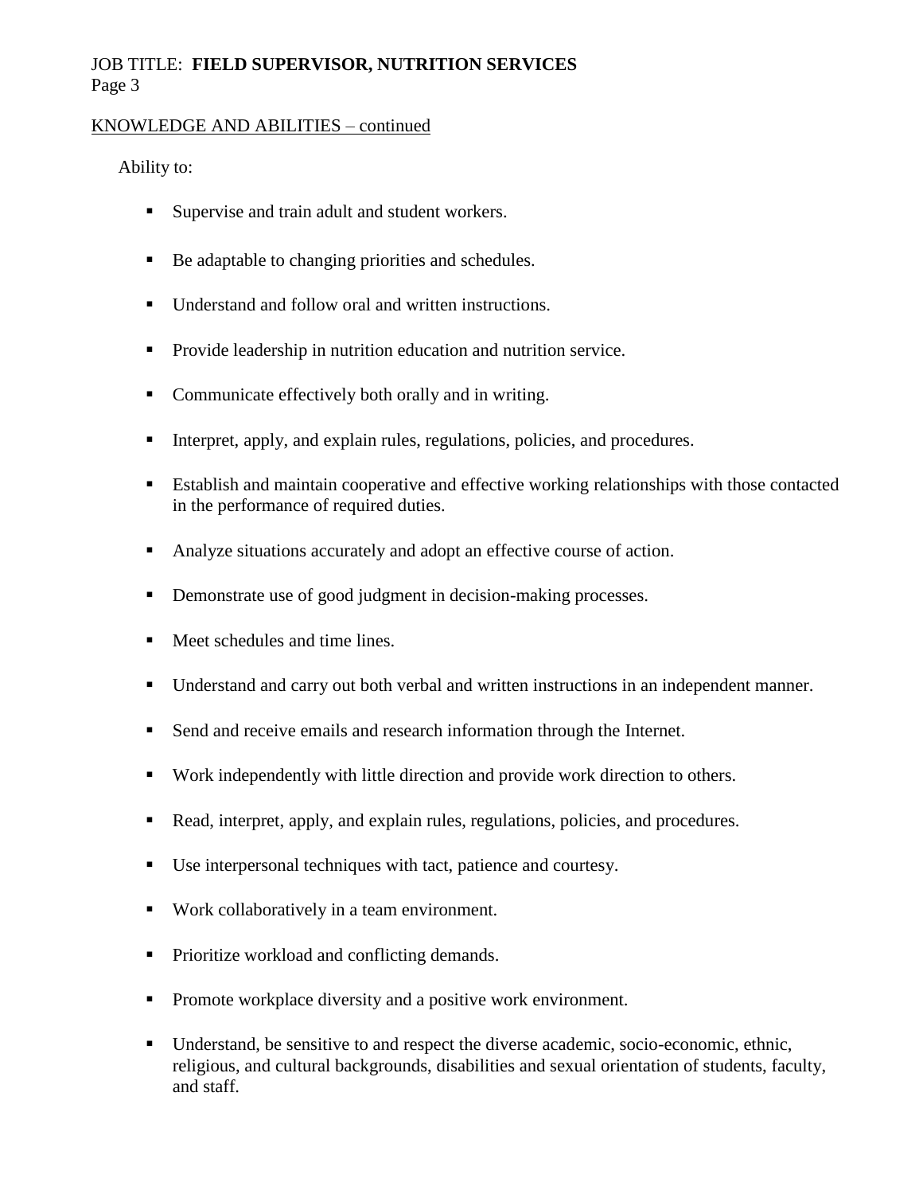KNOWLEDGE AND ABILITIES – continued

Ability to:

- Supervise and train adult and student workers.
- Be adaptable to changing priorities and schedules.
- Understand and follow oral and written instructions.
- Provide leadership in nutrition education and nutrition service.
- Communicate effectively both orally and in writing.
- Interpret, apply, and explain rules, regulations, policies, and procedures.
- Establish and maintain cooperative and effective working relationships with those contacted in the performance of required duties.
- Analyze situations accurately and adopt an effective course of action.
- Demonstrate use of good judgment in decision-making processes.
- Meet schedules and time lines.
- Understand and carry out both verbal and written instructions in an independent manner.
- Send and receive emails and research information through the Internet.
- Work independently with little direction and provide work direction to others.
- Read, interpret, apply, and explain rules, regulations, policies, and procedures.
- Use interpersonal techniques with tact, patience and courtesy.
- Work collaboratively in a team environment.
- Prioritize workload and conflicting demands.
- Promote workplace diversity and a positive work environment.
- Understand, be sensitive to and respect the diverse academic, socio-economic, ethnic, religious, and cultural backgrounds, disabilities and sexual orientation of students, faculty, and staff.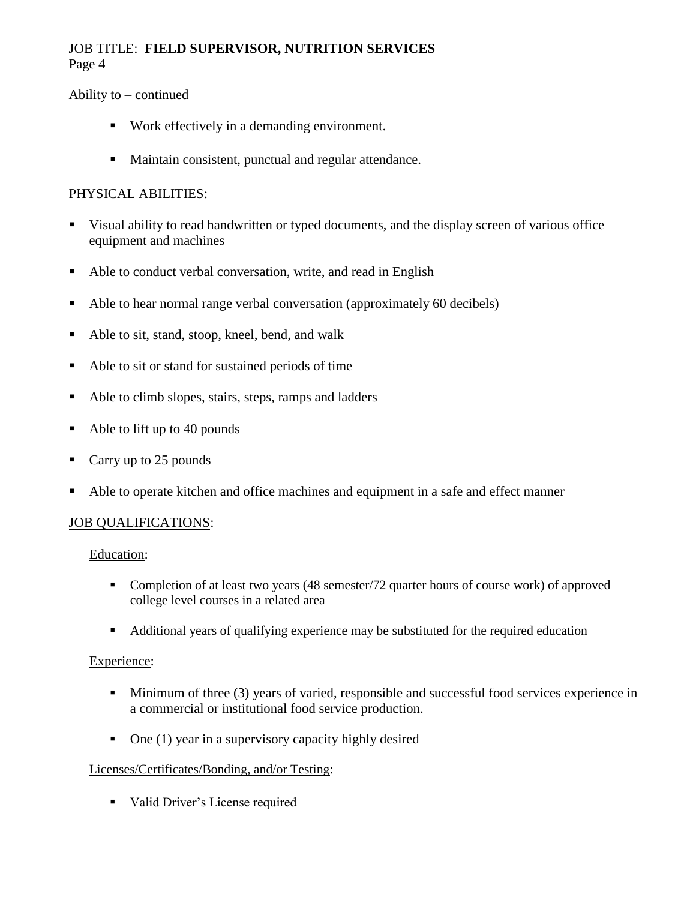Ability to – continued

- Work effectively in a demanding environment.
- Maintain consistent, punctual and regular attendance.

## PHYSICAL ABILITIES:

- Visual ability to read handwritten or typed documents, and the display screen of various office equipment and machines
- Able to conduct verbal conversation, write, and read in English
- Able to hear normal range verbal conversation (approximately 60 decibels)
- Able to sit, stand, stoop, kneel, bend, and walk
- Able to sit or stand for sustained periods of time
- Able to climb slopes, stairs, steps, ramps and ladders
- Able to lift up to 40 pounds
- Carry up to 25 pounds
- Able to operate kitchen and office machines and equipment in a safe and effect manner

## JOB QUALIFICATIONS:

### Education:

- Completion of at least two years (48 semester/72 quarter hours of course work) of approved college level courses in a related area
- Additional years of qualifying experience may be substituted for the required education

### Experience:

- Minimum of three (3) years of varied, responsible and successful food services experience in a commercial or institutional food service production.
- One (1) year in a supervisory capacity highly desired

### Licenses/Certificates/Bonding, and/or Testing:

- Valid Driver's License required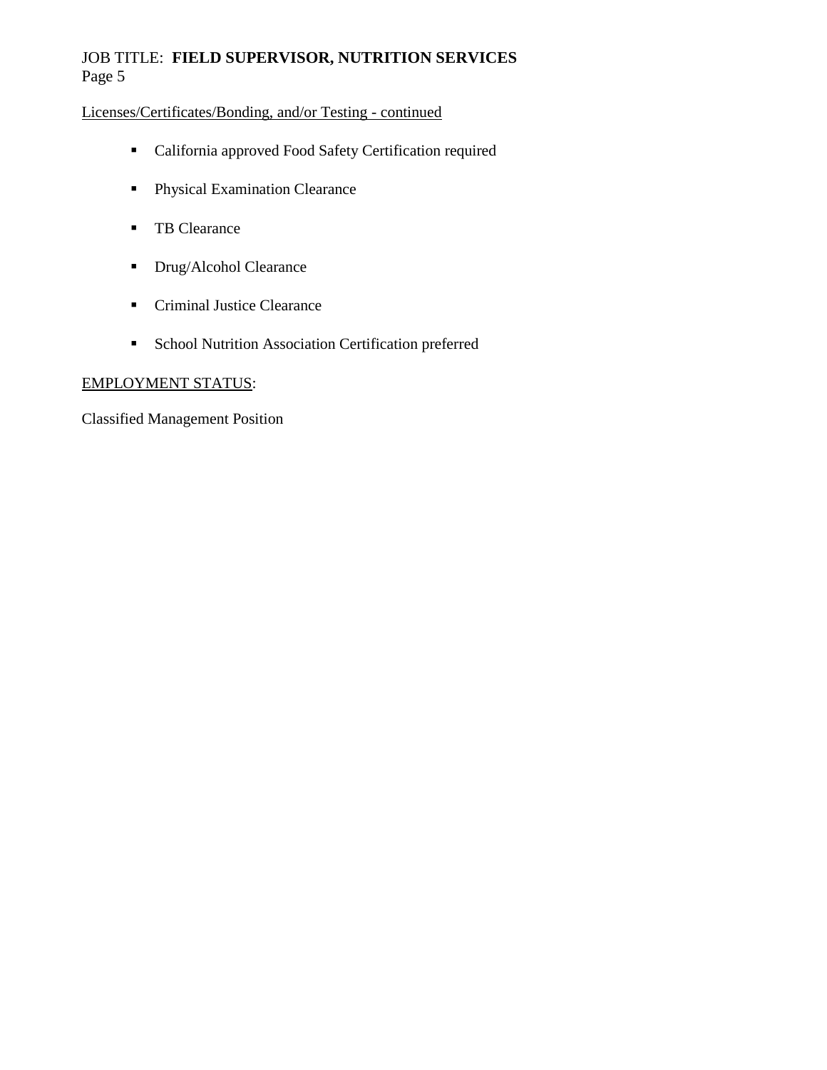Licenses/Certificates/Bonding, and/or Testing - continued

- California approved Food Safety Certification required
- Physical Examination Clearance
- TB Clearance
- Drug/Alcohol Clearance
- Criminal Justice Clearance
- School Nutrition Association Certification preferred

EMPLOYMENT STATUS:

Classified Management Position